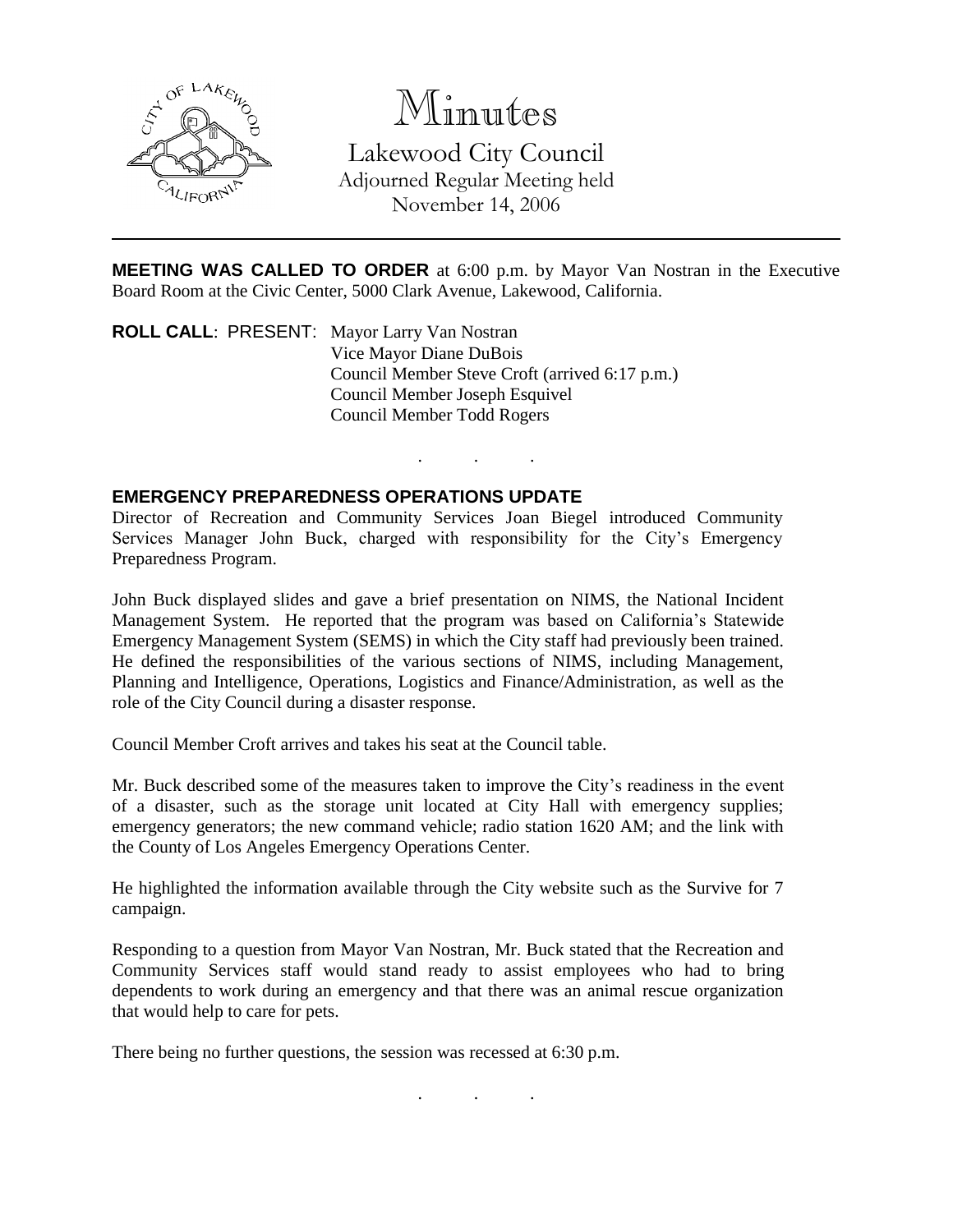# Minutes

Lakewood City Council
Adjourned Regular Meeting held
November 14, 2006

---

**MEETING WAS CALLED TO ORDER** at 6:00 p.m. by Mayor Van Nostran in the Executive Board Room at the Civic Center, 5000 Clark Avenue, Lakewood, California.

**ROLL CALL**: PRESENT: Mayor Larry Van Nostran
Vice Mayor Diane DuBois
Council Member Steve Croft (arrived 6:17 p.m.)
Council Member Joseph Esquivel
Council Member Todd Rogers

. . .

**EMERGENCY PREPAREDNESS OPERATIONS UPDATE**

Director of Recreation and Community Services Joan Biegel introduced Community Services Manager John Buck, charged with responsibility for the City's Emergency Preparedness Program.

John Buck displayed slides and gave a brief presentation on NIMS, the National Incident Management System. He reported that the program was based on California's Statewide Emergency Management System (SEMS) in which the City staff had previously been trained. He defined the responsibilities of the various sections of NIMS, including Management, Planning and Intelligence, Operations, Logistics and Finance/Administration, as well as the role of the City Council during a disaster response.

Council Member Croft arrives and takes his seat at the Council table.

Mr. Buck described some of the measures taken to improve the City's readiness in the event of a disaster, such as the storage unit located at City Hall with emergency supplies; emergency generators; the new command vehicle; radio station 1620 AM; and the link with the County of Los Angeles Emergency Operations Center.

He highlighted the information available through the City website such as the Survive for 7 campaign.

Responding to a question from Mayor Van Nostran, Mr. Buck stated that the Recreation and Community Services staff would stand ready to assist employees who had to bring dependents to work during an emergency and that there was an animal rescue organization that would help to care for pets.

There being no further questions, the session was recessed at 6:30 p.m.

. . .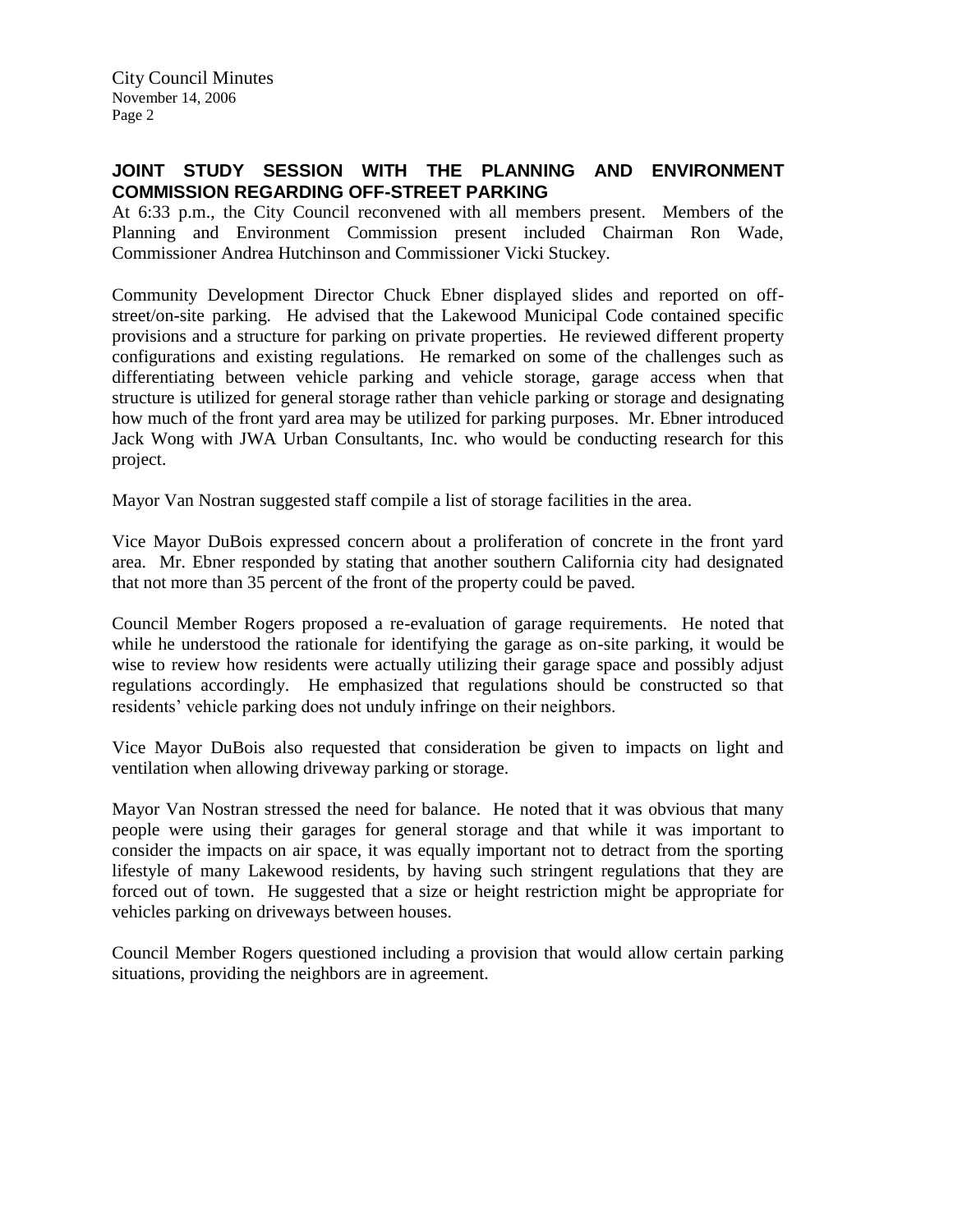## JOINT STUDY SESSION WITH THE PLANNING AND ENVIRONMENT COMMISSION REGARDING OFF-STREET PARKING

At 6:33 p.m., the City Council reconvened with all members present. Members of the Planning and Environment Commission present included Chairman Ron Wade, Commissioner Andrea Hutchinson and Commissioner Vicki Stuckey.

Community Development Director Chuck Ebner displayed slides and reported on off-street/on-site parking. He advised that the Lakewood Municipal Code contained specific provisions and a structure for parking on private properties. He reviewed different property configurations and existing regulations. He remarked on some of the challenges such as differentiating between vehicle parking and vehicle storage, garage access when that structure is utilized for general storage rather than vehicle parking or storage and designating how much of the front yard area may be utilized for parking purposes. Mr. Ebner introduced Jack Wong with JWA Urban Consultants, Inc. who would be conducting research for this project.

Mayor Van Nostran suggested staff compile a list of storage facilities in the area.

Vice Mayor DuBois expressed concern about a proliferation of concrete in the front yard area. Mr. Ebner responded by stating that another southern California city had designated that not more than 35 percent of the front of the property could be paved.

Council Member Rogers proposed a re-evaluation of garage requirements. He noted that while he understood the rationale for identifying the garage as on-site parking, it would be wise to review how residents were actually utilizing their garage space and possibly adjust regulations accordingly. He emphasized that regulations should be constructed so that residents' vehicle parking does not unduly infringe on their neighbors.

Vice Mayor DuBois also requested that consideration be given to impacts on light and ventilation when allowing driveway parking or storage.

Mayor Van Nostran stressed the need for balance. He noted that it was obvious that many people were using their garages for general storage and that while it was important to consider the impacts on air space, it was equally important not to detract from the sporting lifestyle of many Lakewood residents, by having such stringent regulations that they are forced out of town. He suggested that a size or height restriction might be appropriate for vehicles parking on driveways between houses.

Council Member Rogers questioned including a provision that would allow certain parking situations, providing the neighbors are in agreement.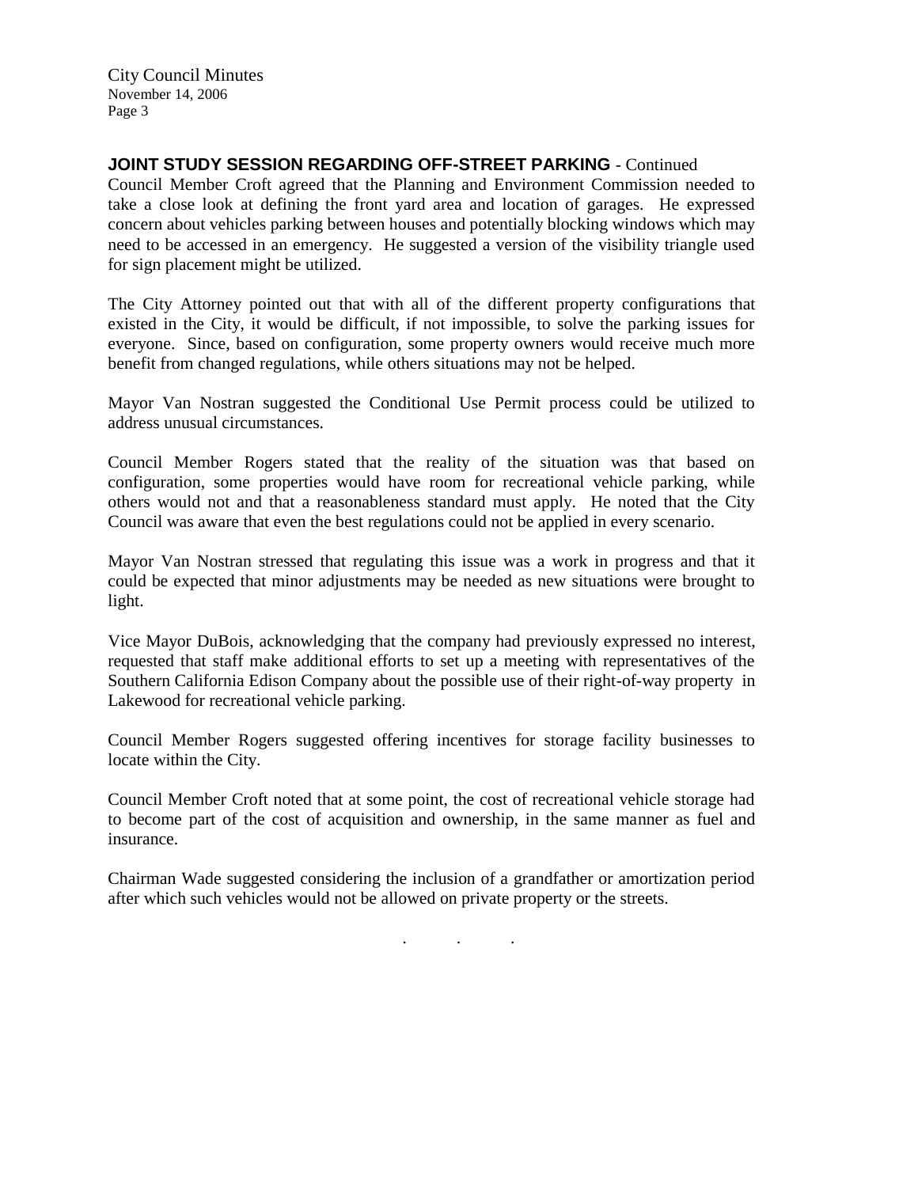**JOINT STUDY SESSION REGARDING OFF-STREET PARKING** - Continued

Council Member Croft agreed that the Planning and Environment Commission needed to take a close look at defining the front yard area and location of garages. He expressed concern about vehicles parking between houses and potentially blocking windows which may need to be accessed in an emergency. He suggested a version of the visibility triangle used for sign placement might be utilized.

The City Attorney pointed out that with all of the different property configurations that existed in the City, it would be difficult, if not impossible, to solve the parking issues for everyone. Since, based on configuration, some property owners would receive much more benefit from changed regulations, while others situations may not be helped.

Mayor Van Nostran suggested the Conditional Use Permit process could be utilized to address unusual circumstances.

Council Member Rogers stated that the reality of the situation was that based on configuration, some properties would have room for recreational vehicle parking, while others would not and that a reasonableness standard must apply. He noted that the City Council was aware that even the best regulations could not be applied in every scenario.

Mayor Van Nostran stressed that regulating this issue was a work in progress and that it could be expected that minor adjustments may be needed as new situations were brought to light.

Vice Mayor DuBois, acknowledging that the company had previously expressed no interest, requested that staff make additional efforts to set up a meeting with representatives of the Southern California Edison Company about the possible use of their right-of-way property in Lakewood for recreational vehicle parking.

Council Member Rogers suggested offering incentives for storage facility businesses to locate within the City.

Council Member Croft noted that at some point, the cost of recreational vehicle storage had to become part of the cost of acquisition and ownership, in the same manner as fuel and insurance.

Chairman Wade suggested considering the inclusion of a grandfather or amortization period after which such vehicles would not be allowed on private property or the streets.

. . .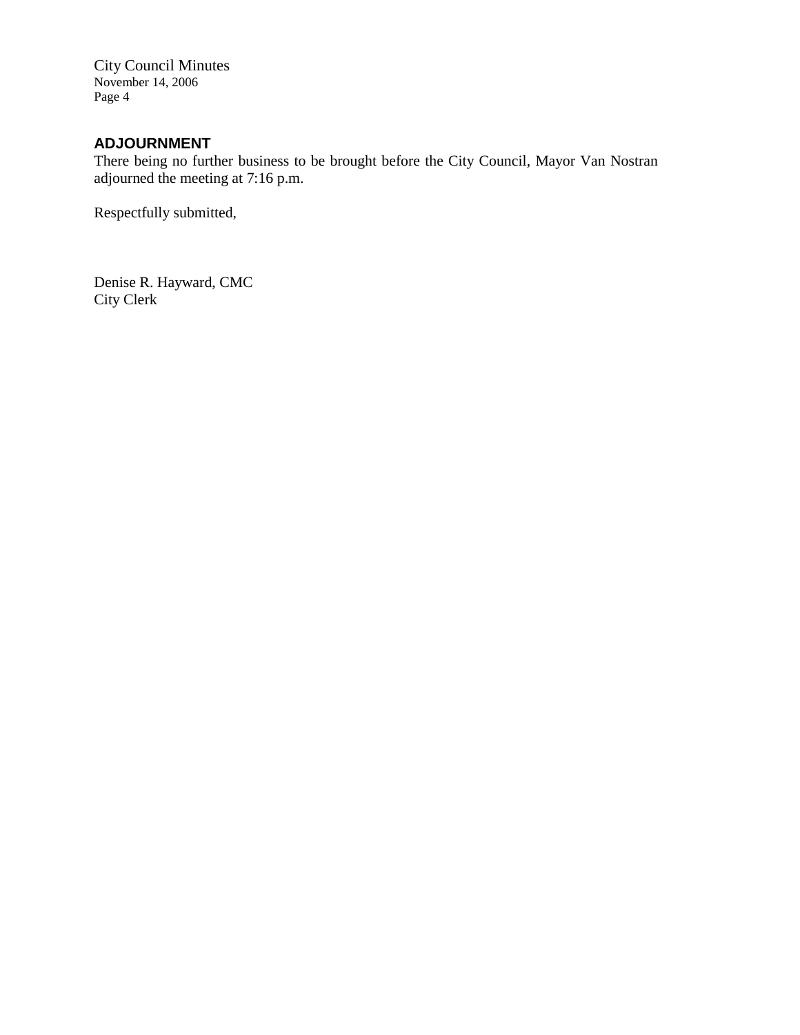## ADJOURNMENT

There being no further business to be brought before the City Council, Mayor Van Nostran adjourned the meeting at 7:16 p.m.

Respectfully submitted,

Denise R. Hayward, CMC
City Clerk